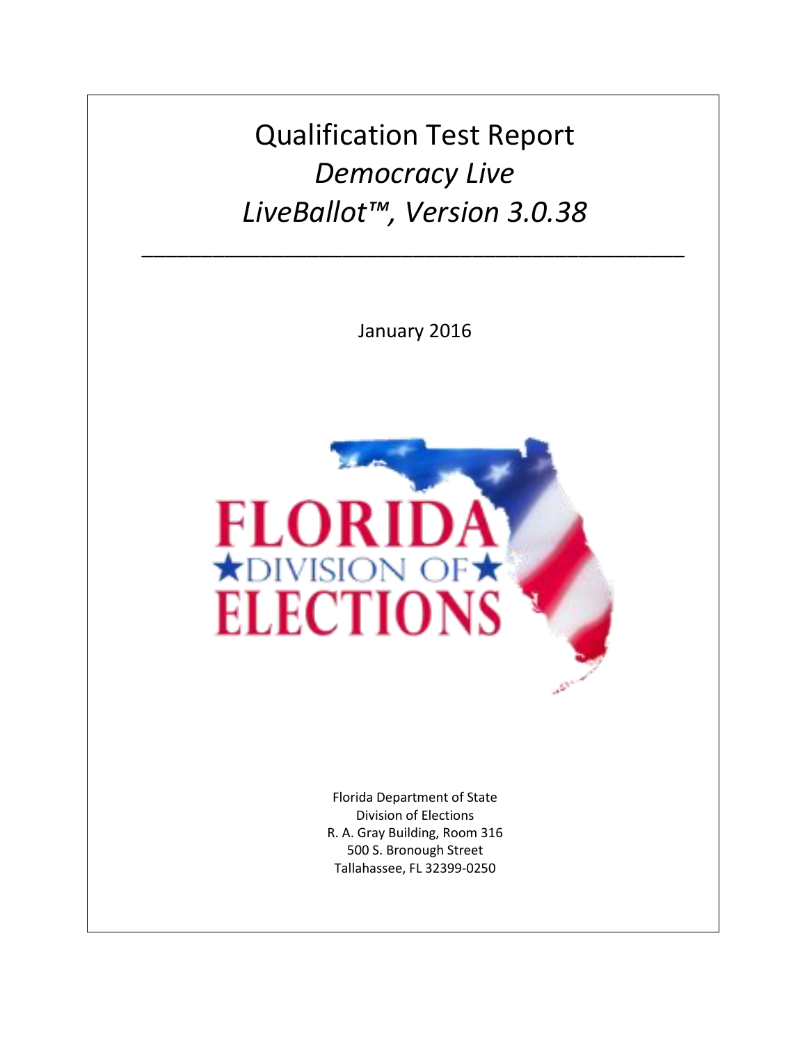# Qualification Test Report

## *Democracy Live*

## *LiveBallot™, Version 3.0.38*

---

January 2016

Florida Department of State
Division of Elections
R. A. Gray Building, Room 316
500 S. Bronough Street
Tallahassee, FL 32399-0250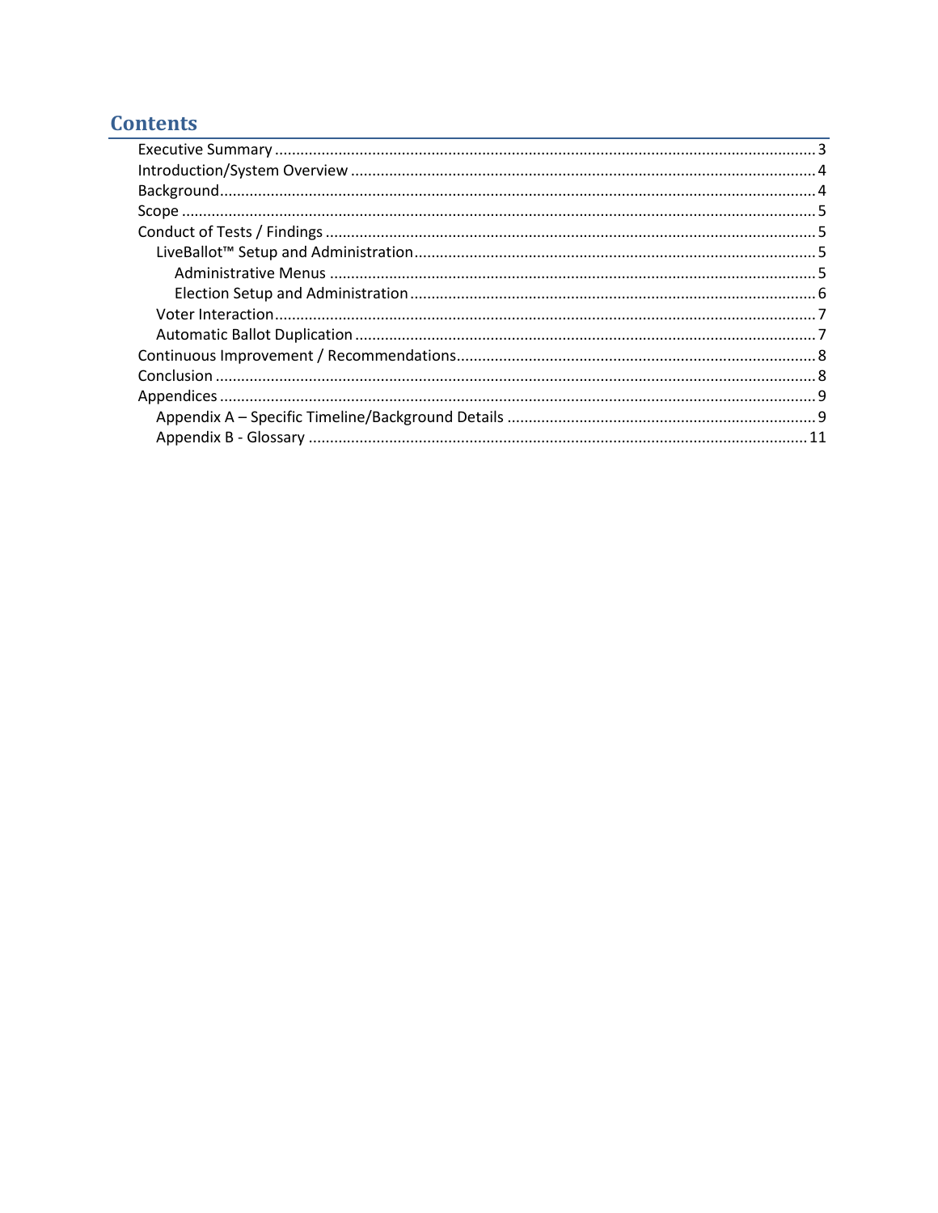# Contents

- Executive Summary ..... 3
- Introduction/System Overview ..... 4
- Background ..... 4
- Scope ..... 5
- Conduct of Tests / Findings ..... 5
  - LiveBallot™ Setup and Administration ..... 5
    - Administrative Menus ..... 5
    - Election Setup and Administration ..... 6
  - Voter Interaction ..... 7
  - Automatic Ballot Duplication ..... 7
- Continuous Improvement / Recommendations ..... 8
- Conclusion ..... 8
- Appendices ..... 9
  - Appendix A – Specific Timeline/Background Details ..... 9
  - Appendix B - Glossary ..... 11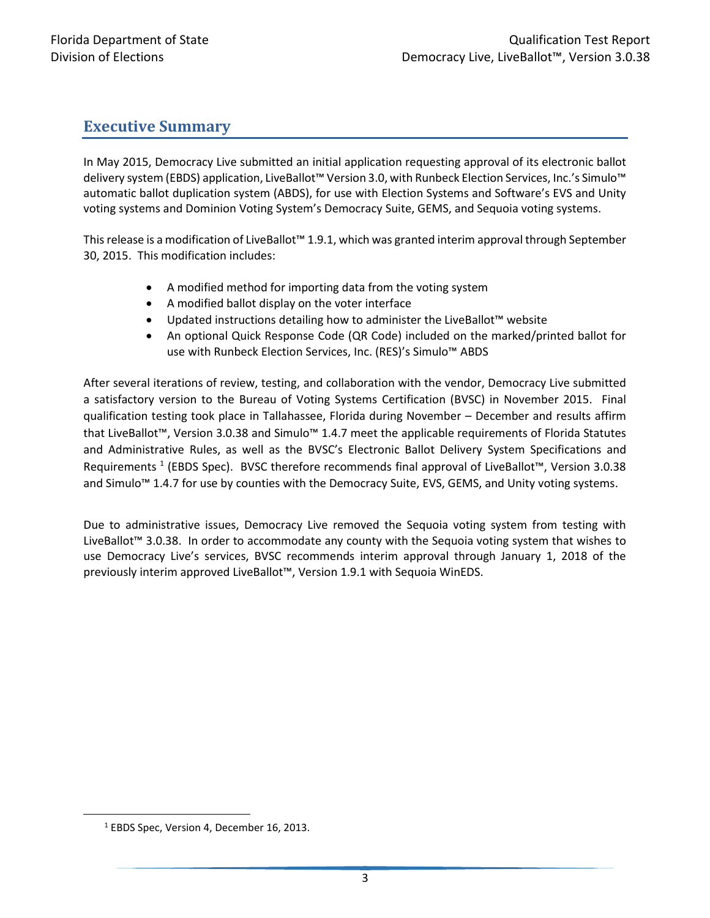## Executive Summary

In May 2015, Democracy Live submitted an initial application requesting approval of its electronic ballot delivery system (EBDS) application, LiveBallot™ Version 3.0, with Runbeck Election Services, Inc.'s Simulo™ automatic ballot duplication system (ABDS), for use with Election Systems and Software's EVS and Unity voting systems and Dominion Voting System's Democracy Suite, GEMS, and Sequoia voting systems.

This release is a modification of LiveBallot™ 1.9.1, which was granted interim approval through September 30, 2015. This modification includes:

- A modified method for importing data from the voting system
- A modified ballot display on the voter interface
- Updated instructions detailing how to administer the LiveBallot™ website
- An optional Quick Response Code (QR Code) included on the marked/printed ballot for use with Runbeck Election Services, Inc. (RES)'s Simulo™ ABDS

After several iterations of review, testing, and collaboration with the vendor, Democracy Live submitted a satisfactory version to the Bureau of Voting Systems Certification (BVSC) in November 2015. Final qualification testing took place in Tallahassee, Florida during November – December and results affirm that LiveBallot™, Version 3.0.38 and Simulo™ 1.4.7 meet the applicable requirements of Florida Statutes and Administrative Rules, as well as the BVSC's Electronic Ballot Delivery System Specifications and Requirements [1] (EBDS Spec). BVSC therefore recommends final approval of LiveBallot™, Version 3.0.38 and Simulo™ 1.4.7 for use by counties with the Democracy Suite, EVS, GEMS, and Unity voting systems.

Due to administrative issues, Democracy Live removed the Sequoia voting system from testing with LiveBallot™ 3.0.38. In order to accommodate any county with the Sequoia voting system that wishes to use Democracy Live's services, BVSC recommends interim approval through January 1, 2018 of the previously interim approved LiveBallot™, Version 1.9.1 with Sequoia WinEDS.

[1] EBDS Spec, Version 4, December 16, 2013.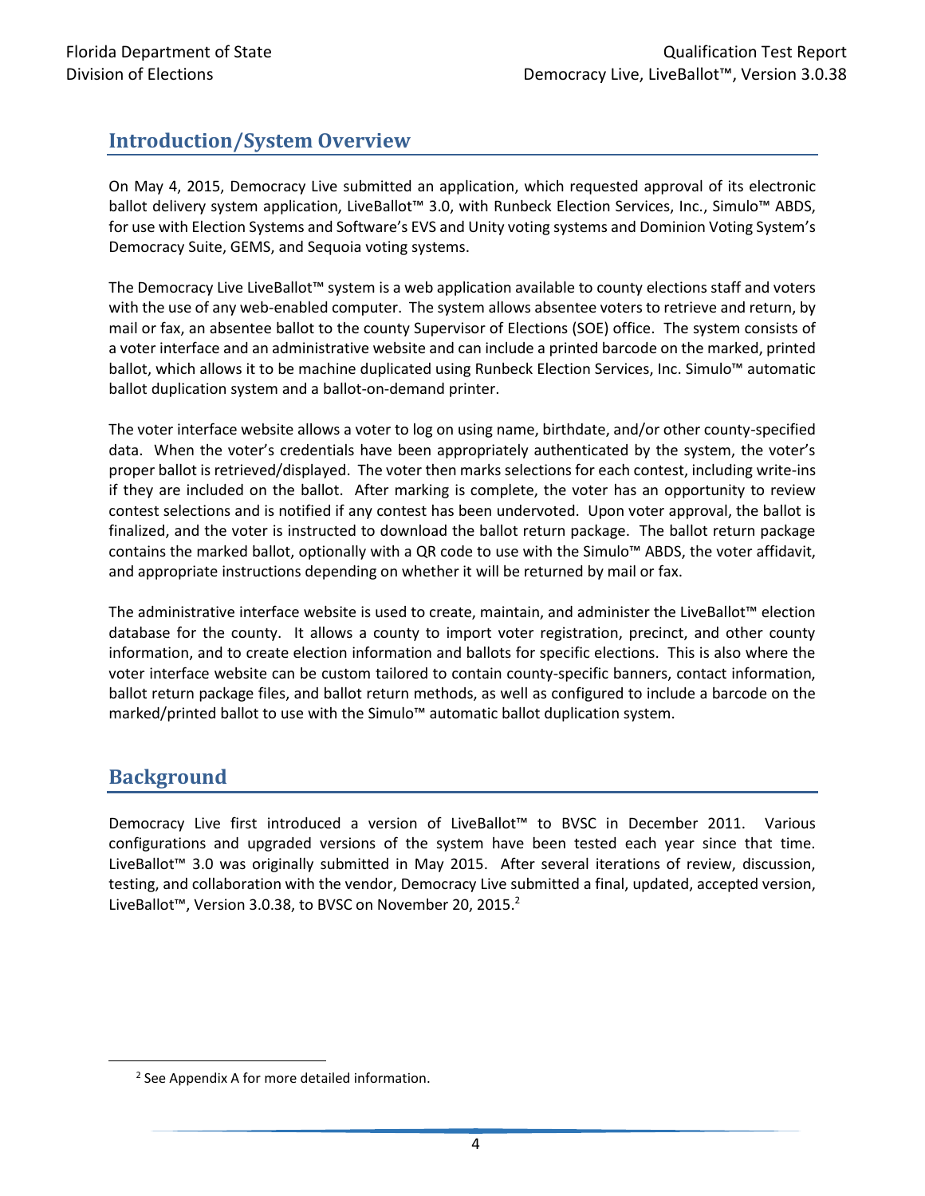## Introduction/System Overview

On May 4, 2015, Democracy Live submitted an application, which requested approval of its electronic ballot delivery system application, LiveBallot™ 3.0, with Runbeck Election Services, Inc., Simulo™ ABDS, for use with Election Systems and Software's EVS and Unity voting systems and Dominion Voting System's Democracy Suite, GEMS, and Sequoia voting systems.

The Democracy Live LiveBallot™ system is a web application available to county elections staff and voters with the use of any web-enabled computer. The system allows absentee voters to retrieve and return, by mail or fax, an absentee ballot to the county Supervisor of Elections (SOE) office. The system consists of a voter interface and an administrative website and can include a printed barcode on the marked, printed ballot, which allows it to be machine duplicated using Runbeck Election Services, Inc. Simulo™ automatic ballot duplication system and a ballot-on-demand printer.

The voter interface website allows a voter to log on using name, birthdate, and/or other county-specified data. When the voter's credentials have been appropriately authenticated by the system, the voter's proper ballot is retrieved/displayed. The voter then marks selections for each contest, including write-ins if they are included on the ballot. After marking is complete, the voter has an opportunity to review contest selections and is notified if any contest has been undervoted. Upon voter approval, the ballot is finalized, and the voter is instructed to download the ballot return package. The ballot return package contains the marked ballot, optionally with a QR code to use with the Simulo™ ABDS, the voter affidavit, and appropriate instructions depending on whether it will be returned by mail or fax.

The administrative interface website is used to create, maintain, and administer the LiveBallot™ election database for the county. It allows a county to import voter registration, precinct, and other county information, and to create election information and ballots for specific elections. This is also where the voter interface website can be custom tailored to contain county-specific banners, contact information, ballot return package files, and ballot return methods, as well as configured to include a barcode on the marked/printed ballot to use with the Simulo™ automatic ballot duplication system.

## Background

Democracy Live first introduced a version of LiveBallot™ to BVSC in December 2011. Various configurations and upgraded versions of the system have been tested each year since that time. LiveBallot™ 3.0 was originally submitted in May 2015. After several iterations of review, discussion, testing, and collaboration with the vendor, Democracy Live submitted a final, updated, accepted version, LiveBallot™, Version 3.0.38, to BVSC on November 20, 2015.[2]

[2] See Appendix A for more detailed information.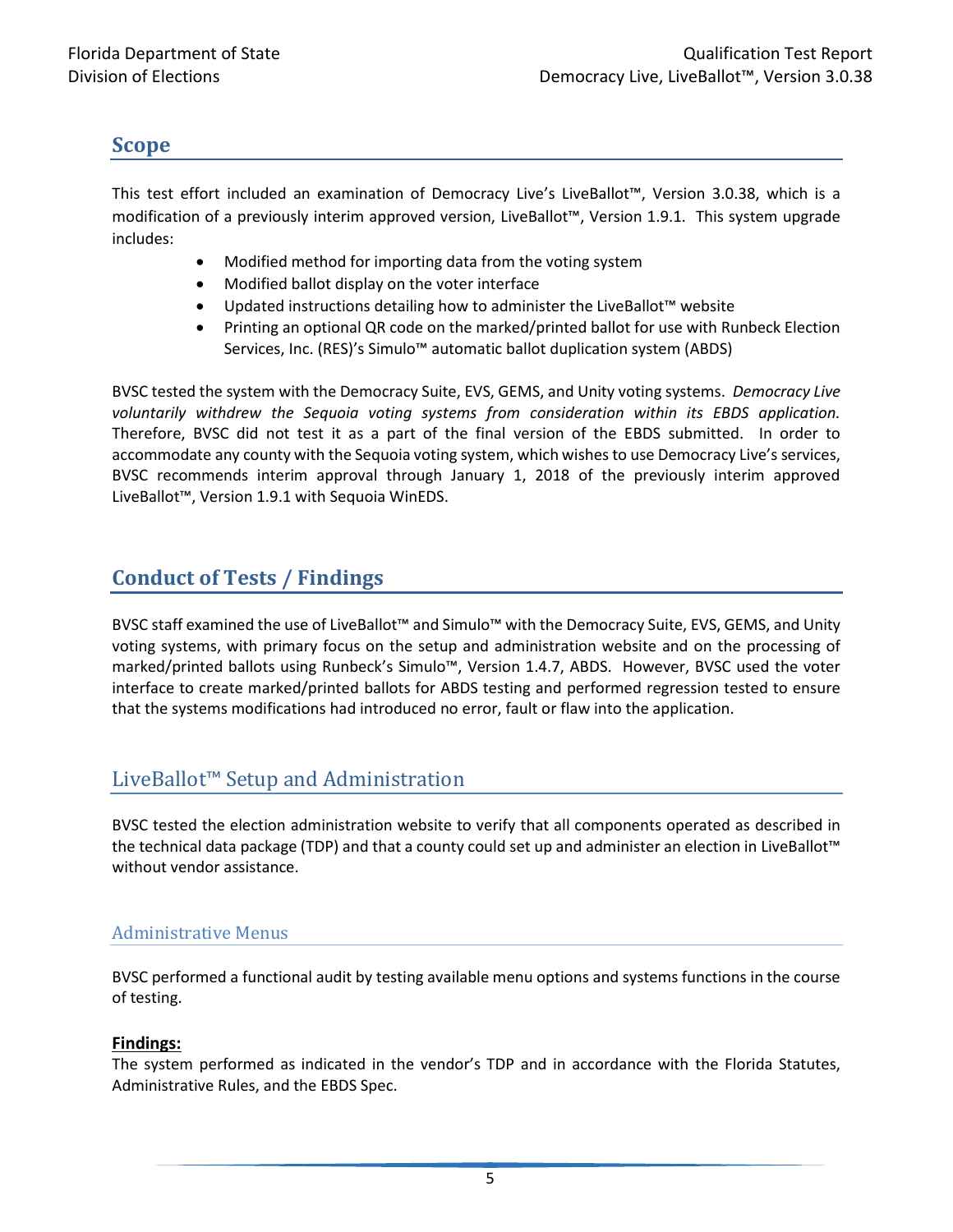## Scope

This test effort included an examination of Democracy Live's LiveBallot™, Version 3.0.38, which is a modification of a previously interim approved version, LiveBallot™, Version 1.9.1. This system upgrade includes:

- Modified method for importing data from the voting system
- Modified ballot display on the voter interface
- Updated instructions detailing how to administer the LiveBallot™ website
- Printing an optional QR code on the marked/printed ballot for use with Runbeck Election Services, Inc. (RES)'s Simulo™ automatic ballot duplication system (ABDS)

BVSC tested the system with the Democracy Suite, EVS, GEMS, and Unity voting systems. *Democracy Live voluntarily withdrew the Sequoia voting systems from consideration within its EBDS application.* Therefore, BVSC did not test it as a part of the final version of the EBDS submitted. In order to accommodate any county with the Sequoia voting system, which wishes to use Democracy Live's services, BVSC recommends interim approval through January 1, 2018 of the previously interim approved LiveBallot™, Version 1.9.1 with Sequoia WinEDS.

## Conduct of Tests / Findings

BVSC staff examined the use of LiveBallot™ and Simulo™ with the Democracy Suite, EVS, GEMS, and Unity voting systems, with primary focus on the setup and administration website and on the processing of marked/printed ballots using Runbeck's Simulo™, Version 1.4.7, ABDS. However, BVSC used the voter interface to create marked/printed ballots for ABDS testing and performed regression tested to ensure that the systems modifications had introduced no error, fault or flaw into the application.

### LiveBallot™ Setup and Administration

BVSC tested the election administration website to verify that all components operated as described in the technical data package (TDP) and that a county could set up and administer an election in LiveBallot™ without vendor assistance.

#### Administrative Menus

BVSC performed a functional audit by testing available menu options and systems functions in the course of testing.

**Findings:**
The system performed as indicated in the vendor's TDP and in accordance with the Florida Statutes, Administrative Rules, and the EBDS Spec.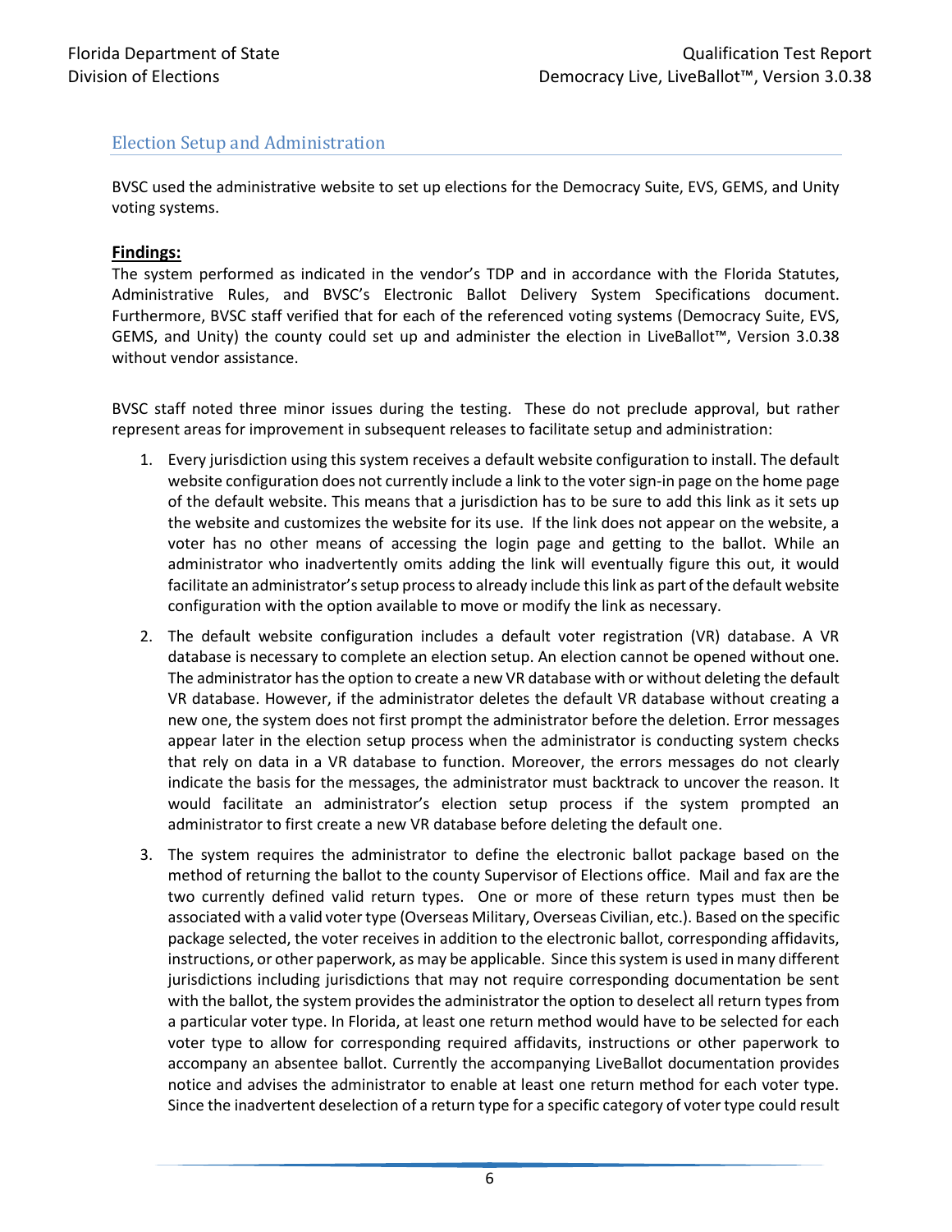## Election Setup and Administration

BVSC used the administrative website to set up elections for the Democracy Suite, EVS, GEMS, and Unity voting systems.

**Findings:**

The system performed as indicated in the vendor's TDP and in accordance with the Florida Statutes, Administrative Rules, and BVSC's Electronic Ballot Delivery System Specifications document. Furthermore, BVSC staff verified that for each of the referenced voting systems (Democracy Suite, EVS, GEMS, and Unity) the county could set up and administer the election in LiveBallot™, Version 3.0.38 without vendor assistance.

BVSC staff noted three minor issues during the testing. These do not preclude approval, but rather represent areas for improvement in subsequent releases to facilitate setup and administration:

1. Every jurisdiction using this system receives a default website configuration to install. The default website configuration does not currently include a link to the voter sign-in page on the home page of the default website. This means that a jurisdiction has to be sure to add this link as it sets up the website and customizes the website for its use. If the link does not appear on the website, a voter has no other means of accessing the login page and getting to the ballot. While an administrator who inadvertently omits adding the link will eventually figure this out, it would facilitate an administrator's setup process to already include this link as part of the default website configuration with the option available to move or modify the link as necessary.
2. The default website configuration includes a default voter registration (VR) database. A VR database is necessary to complete an election setup. An election cannot be opened without one. The administrator has the option to create a new VR database with or without deleting the default VR database. However, if the administrator deletes the default VR database without creating a new one, the system does not first prompt the administrator before the deletion. Error messages appear later in the election setup process when the administrator is conducting system checks that rely on data in a VR database to function. Moreover, the errors messages do not clearly indicate the basis for the messages, the administrator must backtrack to uncover the reason. It would facilitate an administrator's election setup process if the system prompted an administrator to first create a new VR database before deleting the default one.
3. The system requires the administrator to define the electronic ballot package based on the method of returning the ballot to the county Supervisor of Elections office. Mail and fax are the two currently defined valid return types. One or more of these return types must then be associated with a valid voter type (Overseas Military, Overseas Civilian, etc.). Based on the specific package selected, the voter receives in addition to the electronic ballot, corresponding affidavits, instructions, or other paperwork, as may be applicable. Since this system is used in many different jurisdictions including jurisdictions that may not require corresponding documentation be sent with the ballot, the system provides the administrator the option to deselect all return types from a particular voter type. In Florida, at least one return method would have to be selected for each voter type to allow for corresponding required affidavits, instructions or other paperwork to accompany an absentee ballot. Currently the accompanying LiveBallot documentation provides notice and advises the administrator to enable at least one return method for each voter type. Since the inadvertent deselection of a return type for a specific category of voter type could result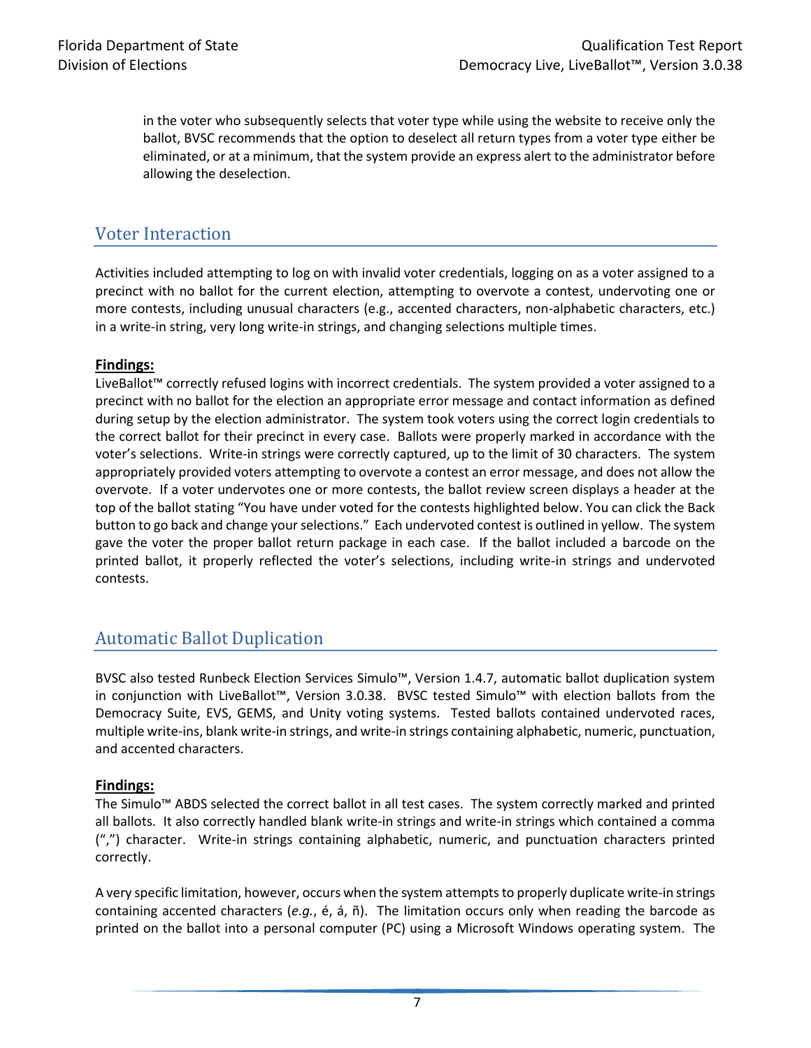in the voter who subsequently selects that voter type while using the website to receive only the ballot, BVSC recommends that the option to deselect all return types from a voter type either be eliminated, or at a minimum, that the system provide an express alert to the administrator before allowing the deselection.

## Voter Interaction

Activities included attempting to log on with invalid voter credentials, logging on as a voter assigned to a precinct with no ballot for the current election, attempting to overvote a contest, undervoting one or more contests, including unusual characters (e.g., accented characters, non-alphabetic characters, etc.) in a write-in string, very long write-in strings, and changing selections multiple times.

**Findings:**

LiveBallot™ correctly refused logins with incorrect credentials. The system provided a voter assigned to a precinct with no ballot for the election an appropriate error message and contact information as defined during setup by the election administrator. The system took voters using the correct login credentials to the correct ballot for their precinct in every case. Ballots were properly marked in accordance with the voter's selections. Write-in strings were correctly captured, up to the limit of 30 characters. The system appropriately provided voters attempting to overvote a contest an error message, and does not allow the overvote. If a voter undervotes one or more contests, the ballot review screen displays a header at the top of the ballot stating "You have under voted for the contests highlighted below. You can click the Back button to go back and change your selections." Each undervoted contest is outlined in yellow. The system gave the voter the proper ballot return package in each case. If the ballot included a barcode on the printed ballot, it properly reflected the voter's selections, including write-in strings and undervoted contests.

## Automatic Ballot Duplication

BVSC also tested Runbeck Election Services Simulo™, Version 1.4.7, automatic ballot duplication system in conjunction with LiveBallot™, Version 3.0.38. BVSC tested Simulo™ with election ballots from the Democracy Suite, EVS, GEMS, and Unity voting systems. Tested ballots contained undervoted races, multiple write-ins, blank write-in strings, and write-in strings containing alphabetic, numeric, punctuation, and accented characters.

**Findings:**

The Simulo™ ABDS selected the correct ballot in all test cases. The system correctly marked and printed all ballots. It also correctly handled blank write-in strings and write-in strings which contained a comma (",") character. Write-in strings containing alphabetic, numeric, and punctuation characters printed correctly.

A very specific limitation, however, occurs when the system attempts to properly duplicate write-in strings containing accented characters (*e.g.*, é, á, ñ). The limitation occurs only when reading the barcode as printed on the ballot into a personal computer (PC) using a Microsoft Windows operating system. The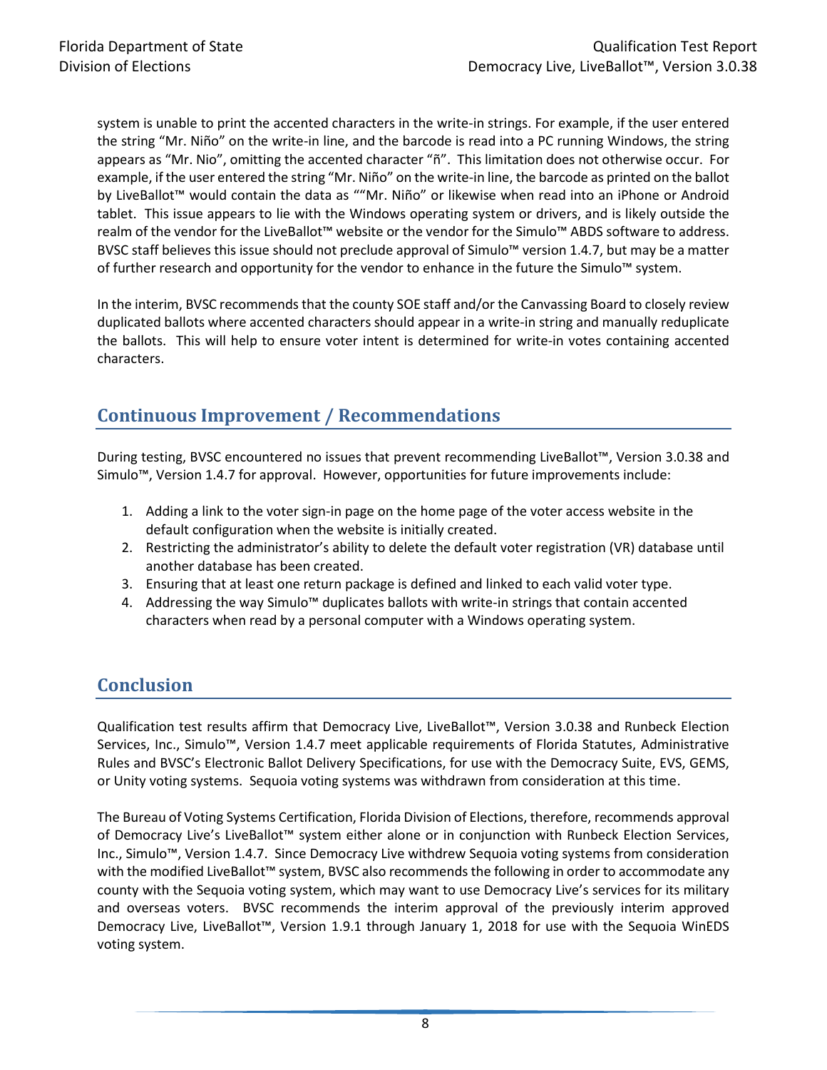system is unable to print the accented characters in the write-in strings. For example, if the user entered the string "Mr. Niño" on the write-in line, and the barcode is read into a PC running Windows, the string appears as "Mr. Nio", omitting the accented character "ñ". This limitation does not otherwise occur. For example, if the user entered the string "Mr. Niño" on the write-in line, the barcode as printed on the ballot by LiveBallot™ would contain the data as ""Mr. Niño" or likewise when read into an iPhone or Android tablet. This issue appears to lie with the Windows operating system or drivers, and is likely outside the realm of the vendor for the LiveBallot™ website or the vendor for the Simulo™ ABDS software to address. BVSC staff believes this issue should not preclude approval of Simulo™ version 1.4.7, but may be a matter of further research and opportunity for the vendor to enhance in the future the Simulo™ system.

In the interim, BVSC recommends that the county SOE staff and/or the Canvassing Board to closely review duplicated ballots where accented characters should appear in a write-in string and manually reduplicate the ballots. This will help to ensure voter intent is determined for write-in votes containing accented characters.

## Continuous Improvement / Recommendations

During testing, BVSC encountered no issues that prevent recommending LiveBallot™, Version 3.0.38 and Simulo™, Version 1.4.7 for approval. However, opportunities for future improvements include:

1. Adding a link to the voter sign-in page on the home page of the voter access website in the default configuration when the website is initially created.
2. Restricting the administrator's ability to delete the default voter registration (VR) database until another database has been created.
3. Ensuring that at least one return package is defined and linked to each valid voter type.
4. Addressing the way Simulo™ duplicates ballots with write-in strings that contain accented characters when read by a personal computer with a Windows operating system.

## Conclusion

Qualification test results affirm that Democracy Live, LiveBallot™, Version 3.0.38 and Runbeck Election Services, Inc., Simulo™, Version 1.4.7 meet applicable requirements of Florida Statutes, Administrative Rules and BVSC's Electronic Ballot Delivery Specifications, for use with the Democracy Suite, EVS, GEMS, or Unity voting systems. Sequoia voting systems was withdrawn from consideration at this time.

The Bureau of Voting Systems Certification, Florida Division of Elections, therefore, recommends approval of Democracy Live's LiveBallot™ system either alone or in conjunction with Runbeck Election Services, Inc., Simulo™, Version 1.4.7. Since Democracy Live withdrew Sequoia voting systems from consideration with the modified LiveBallot™ system, BVSC also recommends the following in order to accommodate any county with the Sequoia voting system, which may want to use Democracy Live's services for its military and overseas voters. BVSC recommends the interim approval of the previously interim approved Democracy Live, LiveBallot™, Version 1.9.1 through January 1, 2018 for use with the Sequoia WinEDS voting system.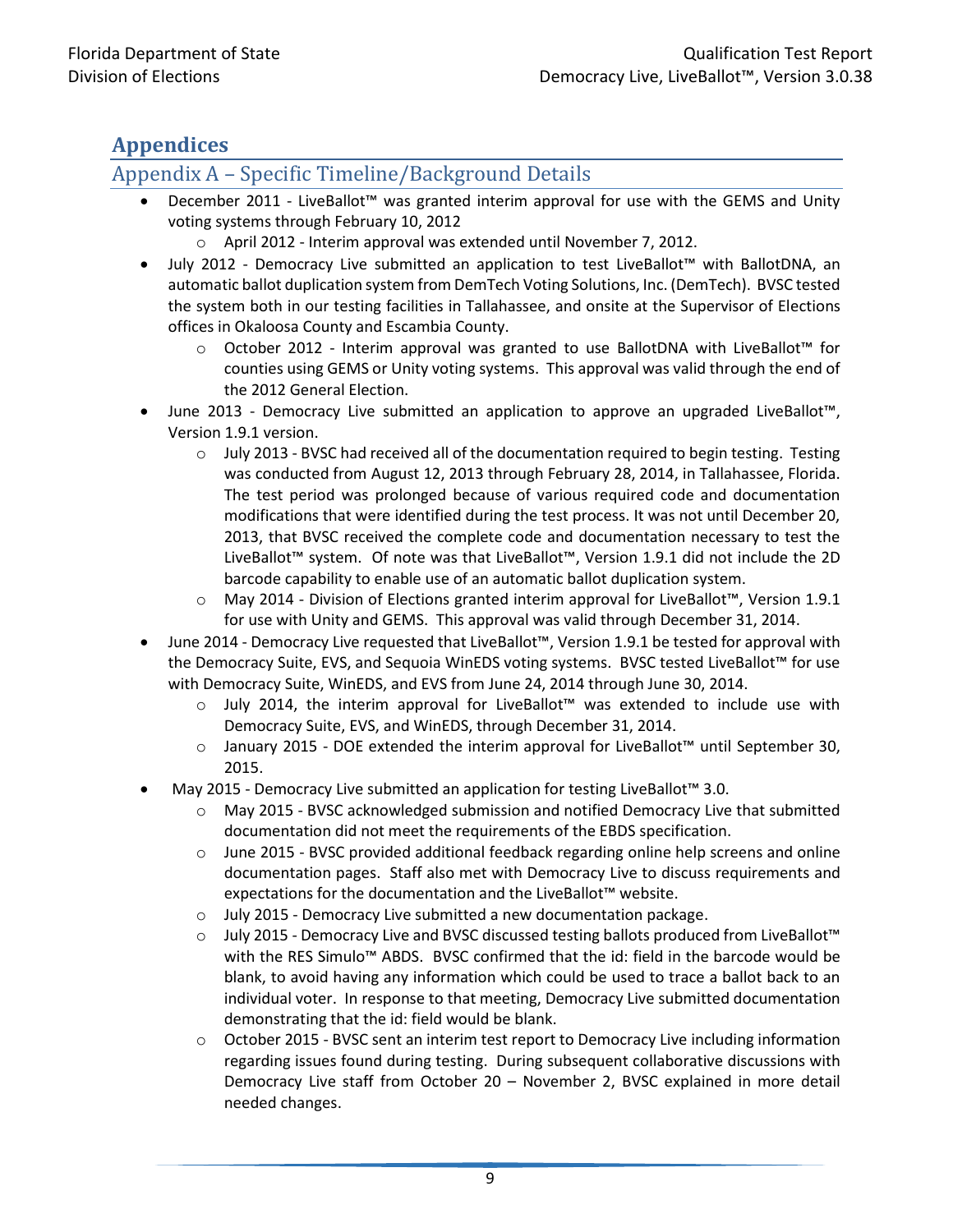# Appendices

## Appendix A – Specific Timeline/Background Details

- December 2011 - LiveBallot™ was granted interim approval for use with the GEMS and Unity voting systems through February 10, 2012
    - April 2012 - Interim approval was extended until November 7, 2012.
- July 2012 - Democracy Live submitted an application to test LiveBallot™ with BallotDNA, an automatic ballot duplication system from DemTech Voting Solutions, Inc. (DemTech). BVSC tested the system both in our testing facilities in Tallahassee, and onsite at the Supervisor of Elections offices in Okaloosa County and Escambia County.
    - October 2012 - Interim approval was granted to use BallotDNA with LiveBallot™ for counties using GEMS or Unity voting systems. This approval was valid through the end of the 2012 General Election.
- June 2013 - Democracy Live submitted an application to approve an upgraded LiveBallot™, Version 1.9.1 version.
    - July 2013 - BVSC had received all of the documentation required to begin testing. Testing was conducted from August 12, 2013 through February 28, 2014, in Tallahassee, Florida. The test period was prolonged because of various required code and documentation modifications that were identified during the test process. It was not until December 20, 2013, that BVSC received the complete code and documentation necessary to test the LiveBallot™ system. Of note was that LiveBallot™, Version 1.9.1 did not include the 2D barcode capability to enable use of an automatic ballot duplication system.
    - May 2014 - Division of Elections granted interim approval for LiveBallot™, Version 1.9.1 for use with Unity and GEMS. This approval was valid through December 31, 2014.
- June 2014 - Democracy Live requested that LiveBallot™, Version 1.9.1 be tested for approval with the Democracy Suite, EVS, and Sequoia WinEDS voting systems. BVSC tested LiveBallot™ for use with Democracy Suite, WinEDS, and EVS from June 24, 2014 through June 30, 2014.
    - July 2014, the interim approval for LiveBallot™ was extended to include use with Democracy Suite, EVS, and WinEDS, through December 31, 2014.
    - January 2015 - DOE extended the interim approval for LiveBallot™ until September 30, 2015.
- May 2015 - Democracy Live submitted an application for testing LiveBallot™ 3.0.
    - May 2015 - BVSC acknowledged submission and notified Democracy Live that submitted documentation did not meet the requirements of the EBDS specification.
    - June 2015 - BVSC provided additional feedback regarding online help screens and online documentation pages. Staff also met with Democracy Live to discuss requirements and expectations for the documentation and the LiveBallot™ website.
    - July 2015 - Democracy Live submitted a new documentation package.
    - July 2015 - Democracy Live and BVSC discussed testing ballots produced from LiveBallot™ with the RES Simulo™ ABDS. BVSC confirmed that the id: field in the barcode would be blank, to avoid having any information which could be used to trace a ballot back to an individual voter. In response to that meeting, Democracy Live submitted documentation demonstrating that the id: field would be blank.
    - October 2015 - BVSC sent an interim test report to Democracy Live including information regarding issues found during testing. During subsequent collaborative discussions with Democracy Live staff from October 20 – November 2, BVSC explained in more detail needed changes.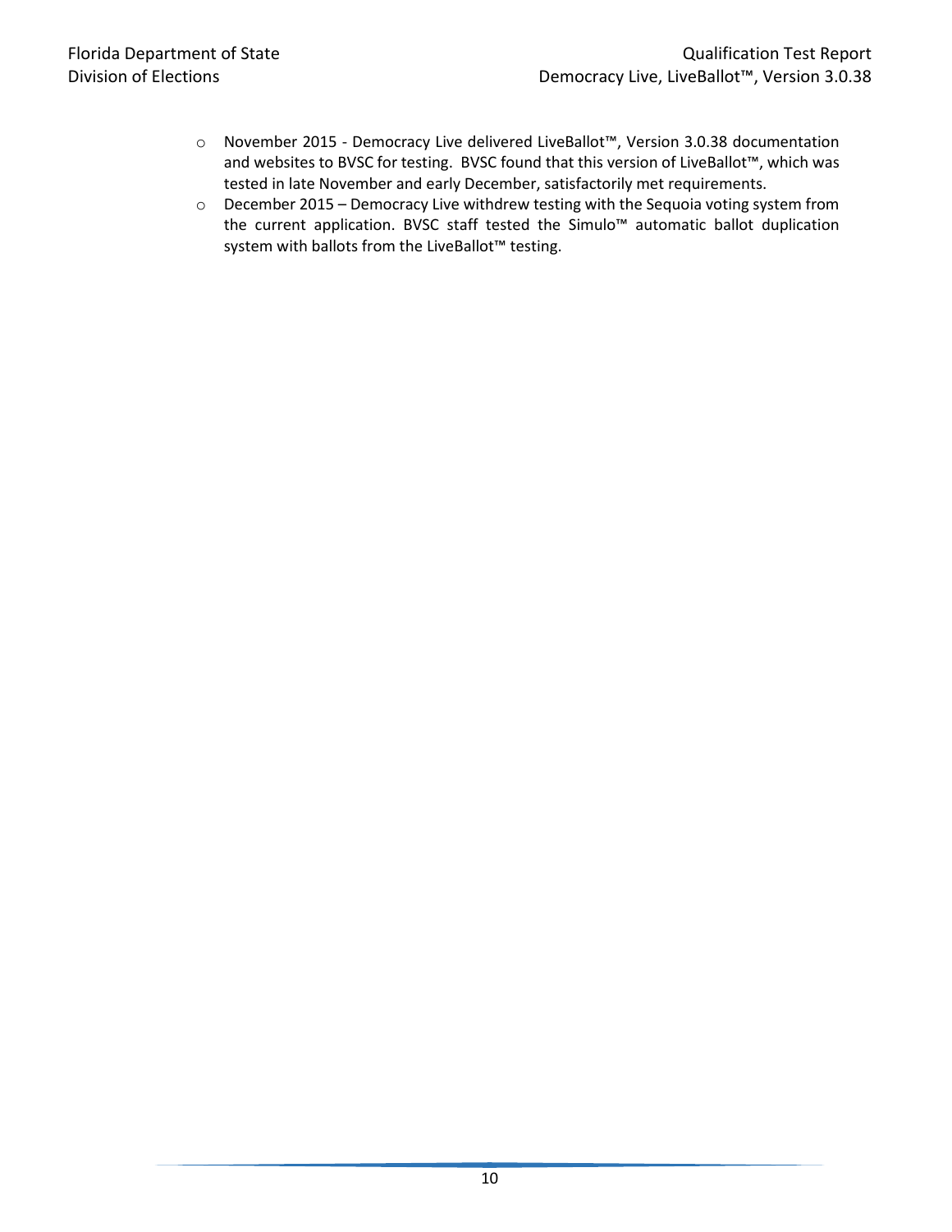- November 2015 - Democracy Live delivered LiveBallot™, Version 3.0.38 documentation and websites to BVSC for testing. BVSC found that this version of LiveBallot™, which was tested in late November and early December, satisfactorily met requirements.
- December 2015 – Democracy Live withdrew testing with the Sequoia voting system from the current application. BVSC staff tested the Simulo™ automatic ballot duplication system with ballots from the LiveBallot™ testing.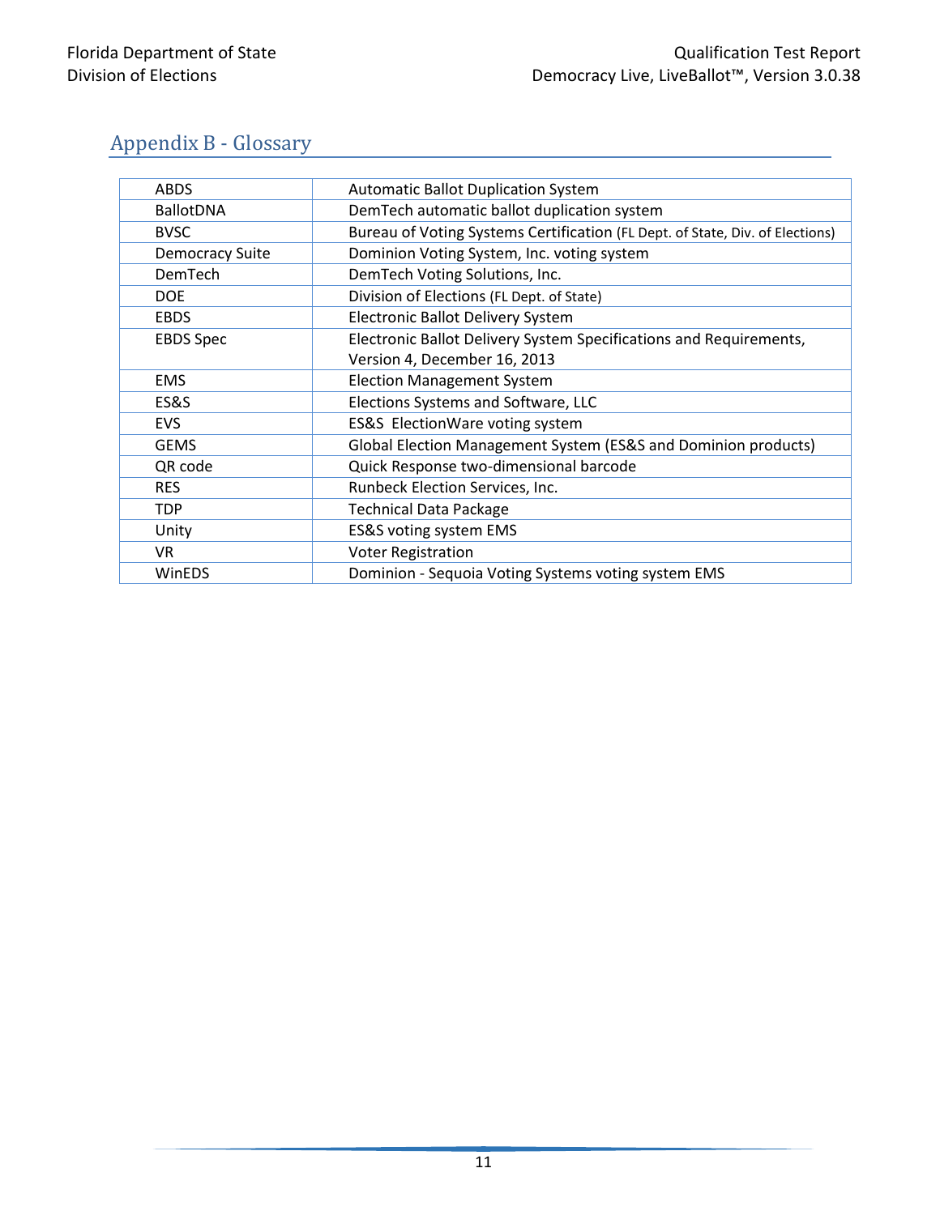## Appendix B - Glossary

| | |
|---|---|
| ABDS | Automatic Ballot Duplication System |
| BallotDNA | DemTech automatic ballot duplication system |
| BVSC | Bureau of Voting Systems Certification (FL Dept. of State, Div. of Elections) |
| Democracy Suite | Dominion Voting System, Inc. voting system |
| DemTech | DemTech Voting Solutions, Inc. |
| DOE | Division of Elections (FL Dept. of State) |
| EBDS | Electronic Ballot Delivery System |
| EBDS Spec | Electronic Ballot Delivery System Specifications and Requirements, Version 4, December 16, 2013 |
| EMS | Election Management System |
| ES&S | Elections Systems and Software, LLC |
| EVS | ES&S ElectionWare voting system |
| GEMS | Global Election Management System (ES&S and Dominion products) |
| QR code | Quick Response two-dimensional barcode |
| RES | Runbeck Election Services, Inc. |
| TDP | Technical Data Package |
| Unity | ES&S voting system EMS |
| VR | Voter Registration |
| WinEDS | Dominion - Sequoia Voting Systems voting system EMS |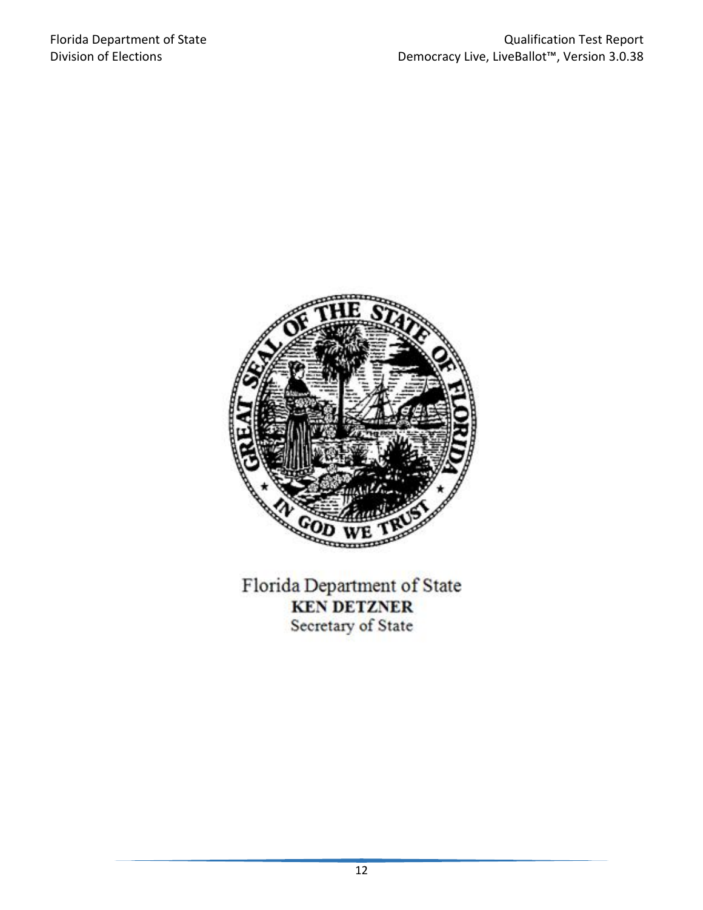Florida Department of State
**KEN DETZNER**
Secretary of State